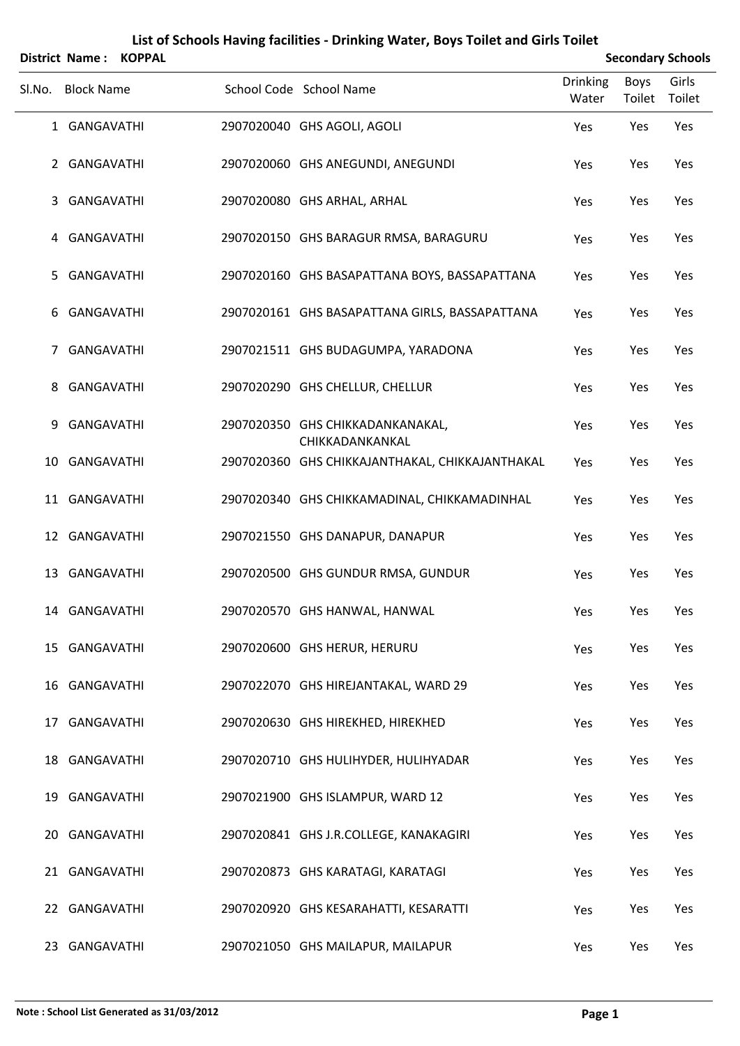# List of Schools Having facilities - Drinking Water, Boys Toilet and Girls Toilet

**District Name : KOPPAL** **Secondary Schools**

| Sl.No. | Block Name | School Code | School Name | Drinking Water | Boys Toilet | Girls Toilet |
|---|---|---|---|---|---|---|
| 1 | GANGAVATHI | 2907020040 | GHS AGOLI, AGOLI | Yes | Yes | Yes |
| 2 | GANGAVATHI | 2907020060 | GHS ANEGUNDI, ANEGUNDI | Yes | Yes | Yes |
| 3 | GANGAVATHI | 2907020080 | GHS ARHAL, ARHAL | Yes | Yes | Yes |
| 4 | GANGAVATHI | 2907020150 | GHS BARAGUR RMSA, BARAGURU | Yes | Yes | Yes |
| 5 | GANGAVATHI | 2907020160 | GHS BASAPATTANA BOYS, BASSAPATTANA | Yes | Yes | Yes |
| 6 | GANGAVATHI | 2907020161 | GHS BASAPATTANA GIRLS, BASSAPATTANA | Yes | Yes | Yes |
| 7 | GANGAVATHI | 2907021511 | GHS BUDAGUMPA, YARADONA | Yes | Yes | Yes |
| 8 | GANGAVATHI | 2907020290 | GHS CHELLUR, CHELLUR | Yes | Yes | Yes |
| 9 | GANGAVATHI | 2907020350 | GHS CHIKKADANKANAKAL, CHIKKADANKANKAL | Yes | Yes | Yes |
| 10 | GANGAVATHI | 2907020360 | GHS CHIKKAJANTHAKAL, CHIKKAJANTHAKAL | Yes | Yes | Yes |
| 11 | GANGAVATHI | 2907020340 | GHS CHIKKAMADINAL, CHIKKAMADINHAL | Yes | Yes | Yes |
| 12 | GANGAVATHI | 2907021550 | GHS DANAPUR, DANAPUR | Yes | Yes | Yes |
| 13 | GANGAVATHI | 2907020500 | GHS GUNDUR RMSA, GUNDUR | Yes | Yes | Yes |
| 14 | GANGAVATHI | 2907020570 | GHS HANWAL, HANWAL | Yes | Yes | Yes |
| 15 | GANGAVATHI | 2907020600 | GHS HERUR, HERURU | Yes | Yes | Yes |
| 16 | GANGAVATHI | 2907022070 | GHS HIREJANTAKAL, WARD 29 | Yes | Yes | Yes |
| 17 | GANGAVATHI | 2907020630 | GHS HIREKHED, HIREKHED | Yes | Yes | Yes |
| 18 | GANGAVATHI | 2907020710 | GHS HULIHYDER, HULIHYADAR | Yes | Yes | Yes |
| 19 | GANGAVATHI | 2907021900 | GHS ISLAMPUR, WARD 12 | Yes | Yes | Yes |
| 20 | GANGAVATHI | 2907020841 | GHS J.R.COLLEGE, KANAKAGIRI | Yes | Yes | Yes |
| 21 | GANGAVATHI | 2907020873 | GHS KARATAGI, KARATAGI | Yes | Yes | Yes |
| 22 | GANGAVATHI | 2907020920 | GHS KESARAHATTI, KESARATTI | Yes | Yes | Yes |
| 23 | GANGAVATHI | 2907021050 | GHS MAILAPUR, MAILAPUR | Yes | Yes | Yes |

**Note : School List Generated as 31/03/2012**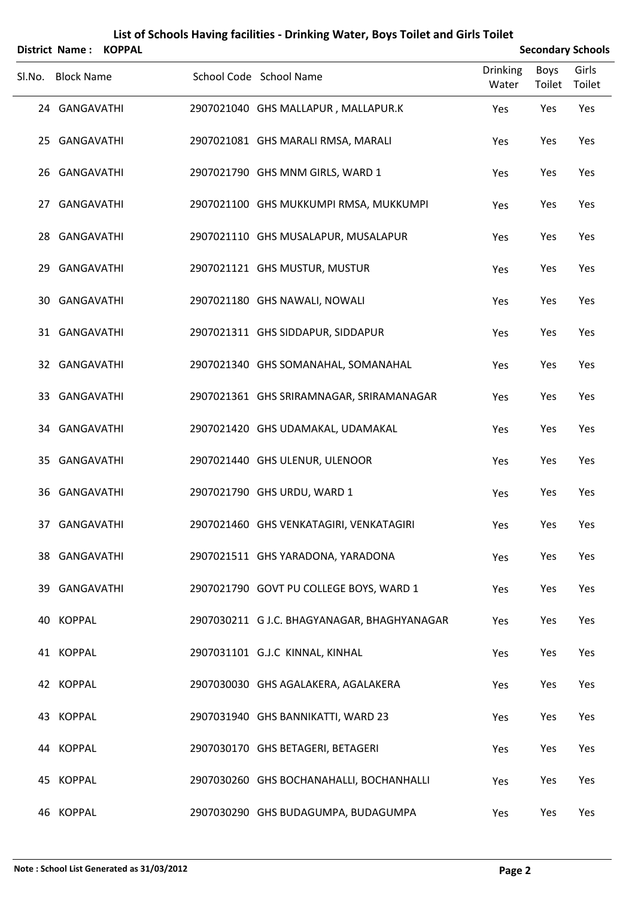# List of Schools Having facilities - Drinking Water, Boys Toilet and Girls Toilet

**District Name : KOPPAL** **Secondary Schools**

| Sl.No. | Block Name | School Code | School Name | Drinking Water | Boys Toilet | Girls Toilet |
|---|---|---|---|---|---|---|
| 24 | GANGAVATHI | 2907021040 | GHS MALLAPUR , MALLAPUR.K | Yes | Yes | Yes |
| 25 | GANGAVATHI | 2907021081 | GHS MARALI RMSA, MARALI | Yes | Yes | Yes |
| 26 | GANGAVATHI | 2907021790 | GHS MNM GIRLS, WARD 1 | Yes | Yes | Yes |
| 27 | GANGAVATHI | 2907021100 | GHS MUKKUMPI RMSA, MUKKUMPI | Yes | Yes | Yes |
| 28 | GANGAVATHI | 2907021110 | GHS MUSALAPUR, MUSALAPUR | Yes | Yes | Yes |
| 29 | GANGAVATHI | 2907021121 | GHS MUSTUR, MUSTUR | Yes | Yes | Yes |
| 30 | GANGAVATHI | 2907021180 | GHS NAWALI, NOWALI | Yes | Yes | Yes |
| 31 | GANGAVATHI | 2907021311 | GHS SIDDAPUR, SIDDAPUR | Yes | Yes | Yes |
| 32 | GANGAVATHI | 2907021340 | GHS SOMANAHAL, SOMANAHAL | Yes | Yes | Yes |
| 33 | GANGAVATHI | 2907021361 | GHS SRIRAMNAGAR, SRIRAMANAGAR | Yes | Yes | Yes |
| 34 | GANGAVATHI | 2907021420 | GHS UDAMAKAL, UDAMAKAL | Yes | Yes | Yes |
| 35 | GANGAVATHI | 2907021440 | GHS ULENUR, ULENOOR | Yes | Yes | Yes |
| 36 | GANGAVATHI | 2907021790 | GHS URDU, WARD 1 | Yes | Yes | Yes |
| 37 | GANGAVATHI | 2907021460 | GHS VENKATAGIRI, VENKATAGIRI | Yes | Yes | Yes |
| 38 | GANGAVATHI | 2907021511 | GHS YARADONA, YARADONA | Yes | Yes | Yes |
| 39 | GANGAVATHI | 2907021790 | GOVT PU COLLEGE BOYS, WARD 1 | Yes | Yes | Yes |
| 40 | KOPPAL | 2907030211 | G J.C. BHAGYANAGAR, BHAGHYANAGAR | Yes | Yes | Yes |
| 41 | KOPPAL | 2907031101 | G.J.C KINNAL, KINHAL | Yes | Yes | Yes |
| 42 | KOPPAL | 2907030030 | GHS AGALAKERA, AGALAKERA | Yes | Yes | Yes |
| 43 | KOPPAL | 2907031940 | GHS BANNIKATTI, WARD 23 | Yes | Yes | Yes |
| 44 | KOPPAL | 2907030170 | GHS BETAGERI, BETAGERI | Yes | Yes | Yes |
| 45 | KOPPAL | 2907030260 | GHS BOCHANAHALLI, BOCHANHALLI | Yes | Yes | Yes |
| 46 | KOPPAL | 2907030290 | GHS BUDAGUMPA, BUDAGUMPA | Yes | Yes | Yes |

**Note : School List Generated as 31/03/2012**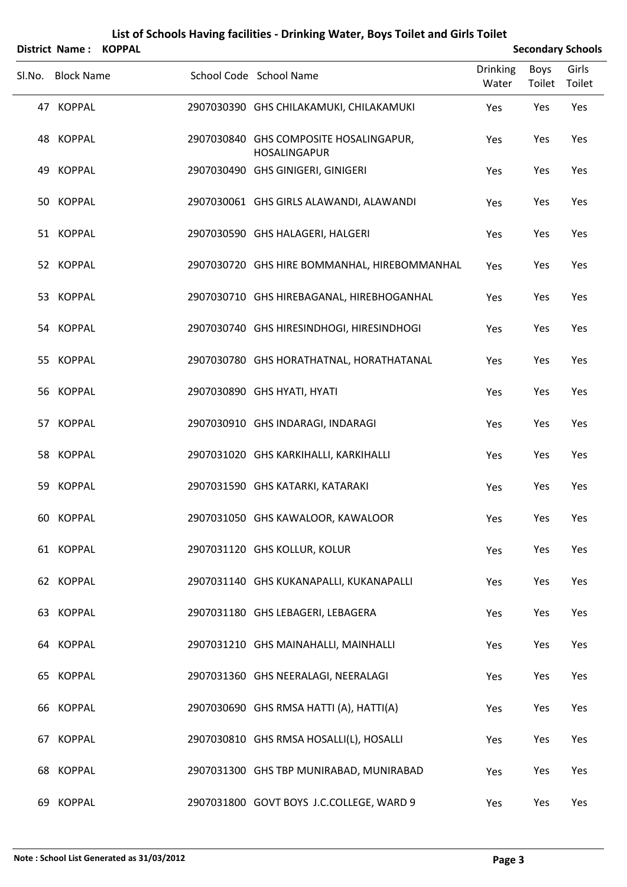# List of Schools Having facilities - Drinking Water, Boys Toilet and Girls Toilet

**District Name : KOPPAL** **Secondary Schools**

| Sl.No. | Block Name | School Code | School Name | Drinking Water | Boys Toilet | Girls Toilet |
|---|---|---|---|---|---|---|
| 47 | KOPPAL | 2907030390 | GHS CHILAKAMUKI, CHILAKAMUKI | Yes | Yes | Yes |
| 48 | KOPPAL | 2907030840 | GHS COMPOSITE HOSALINGAPUR, HOSALINGAPUR | Yes | Yes | Yes |
| 49 | KOPPAL | 2907030490 | GHS GINIGERI, GINIGERI | Yes | Yes | Yes |
| 50 | KOPPAL | 2907030061 | GHS GIRLS ALAWANDI, ALAWANDI | Yes | Yes | Yes |
| 51 | KOPPAL | 2907030590 | GHS HALAGERI, HALGERI | Yes | Yes | Yes |
| 52 | KOPPAL | 2907030720 | GHS HIRE BOMMANHAL, HIREBOMMANHAL | Yes | Yes | Yes |
| 53 | KOPPAL | 2907030710 | GHS HIREBAGANAL, HIREBHOGANHAL | Yes | Yes | Yes |
| 54 | KOPPAL | 2907030740 | GHS HIRESINDHOGI, HIRESINDHOGI | Yes | Yes | Yes |
| 55 | KOPPAL | 2907030780 | GHS HORATHATNAL, HORATHATANAL | Yes | Yes | Yes |
| 56 | KOPPAL | 2907030890 | GHS HYATI, HYATI | Yes | Yes | Yes |
| 57 | KOPPAL | 2907030910 | GHS INDARAGI, INDARAGI | Yes | Yes | Yes |
| 58 | KOPPAL | 2907031020 | GHS KARKIHALLI, KARKIHALLI | Yes | Yes | Yes |
| 59 | KOPPAL | 2907031590 | GHS KATARKI, KATARAKI | Yes | Yes | Yes |
| 60 | KOPPAL | 2907031050 | GHS KAWALOOR, KAWALOOR | Yes | Yes | Yes |
| 61 | KOPPAL | 2907031120 | GHS KOLLUR, KOLUR | Yes | Yes | Yes |
| 62 | KOPPAL | 2907031140 | GHS KUKANAPALLI, KUKANAPALLI | Yes | Yes | Yes |
| 63 | KOPPAL | 2907031180 | GHS LEBAGERI, LEBAGERA | Yes | Yes | Yes |
| 64 | KOPPAL | 2907031210 | GHS MAINAHALLI, MAINHALLI | Yes | Yes | Yes |
| 65 | KOPPAL | 2907031360 | GHS NEERALAGI, NEERALAGI | Yes | Yes | Yes |
| 66 | KOPPAL | 2907030690 | GHS RMSA HATTI (A), HATTI(A) | Yes | Yes | Yes |
| 67 | KOPPAL | 2907030810 | GHS RMSA HOSALLI(L), HOSALLI | Yes | Yes | Yes |
| 68 | KOPPAL | 2907031300 | GHS TBP MUNIRABAD, MUNIRABAD | Yes | Yes | Yes |
| 69 | KOPPAL | 2907031800 | GOVT BOYS J.C.COLLEGE, WARD 9 | Yes | Yes | Yes |

**Note : School List Generated as 31/03/2012**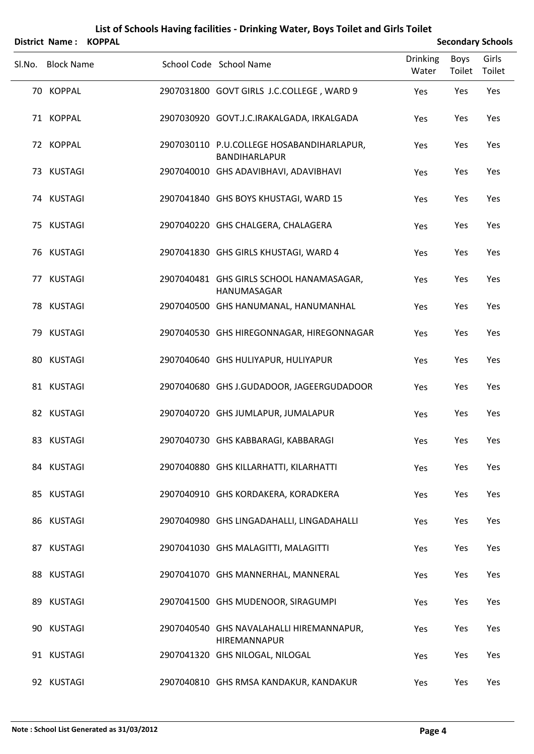# List of Schools Having facilities - Drinking Water, Boys Toilet and Girls Toilet

**District Name : KOPPAL** **Secondary Schools**

| Sl.No. | Block Name | School Code | School Name | Drinking Water | Boys Toilet | Girls Toilet |
|---|---|---|---|---|---|---|
| 70 | KOPPAL | 2907031800 | GOVT GIRLS J.C.COLLEGE , WARD 9 | Yes | Yes | Yes |
| 71 | KOPPAL | 2907030920 | GOVT.J.C.IRAKALGADA, IRKALGADA | Yes | Yes | Yes |
| 72 | KOPPAL | 2907030110 | P.U.COLLEGE HOSABANDIHARLAPUR, BANDIHARLAPUR | Yes | Yes | Yes |
| 73 | KUSTAGI | 2907040010 | GHS ADAVIBHAVI, ADAVIBHAVI | Yes | Yes | Yes |
| 74 | KUSTAGI | 2907041840 | GHS BOYS KHUSTAGI, WARD 15 | Yes | Yes | Yes |
| 75 | KUSTAGI | 2907040220 | GHS CHALGERA, CHALAGERA | Yes | Yes | Yes |
| 76 | KUSTAGI | 2907041830 | GHS GIRLS KHUSTAGI, WARD 4 | Yes | Yes | Yes |
| 77 | KUSTAGI | 2907040481 | GHS GIRLS SCHOOL HANAMASAGAR, HANUMASAGAR | Yes | Yes | Yes |
| 78 | KUSTAGI | 2907040500 | GHS HANUMANAL, HANUMANHAL | Yes | Yes | Yes |
| 79 | KUSTAGI | 2907040530 | GHS HIREGONNAGAR, HIREGONNAGAR | Yes | Yes | Yes |
| 80 | KUSTAGI | 2907040640 | GHS HULIYAPUR, HULIYAPUR | Yes | Yes | Yes |
| 81 | KUSTAGI | 2907040680 | GHS J.GUDADOOR, JAGEERGUDADOOR | Yes | Yes | Yes |
| 82 | KUSTAGI | 2907040720 | GHS JUMLAPUR, JUMALAPUR | Yes | Yes | Yes |
| 83 | KUSTAGI | 2907040730 | GHS KABBARAGI, KABBARAGI | Yes | Yes | Yes |
| 84 | KUSTAGI | 2907040880 | GHS KILLARHATTI, KILARHATTI | Yes | Yes | Yes |
| 85 | KUSTAGI | 2907040910 | GHS KORDAKERA, KORADKERA | Yes | Yes | Yes |
| 86 | KUSTAGI | 2907040980 | GHS LINGADAHALLI, LINGADAHALLI | Yes | Yes | Yes |
| 87 | KUSTAGI | 2907041030 | GHS MALAGITTI, MALAGITTI | Yes | Yes | Yes |
| 88 | KUSTAGI | 2907041070 | GHS MANNERHAL, MANNERAL | Yes | Yes | Yes |
| 89 | KUSTAGI | 2907041500 | GHS MUDENOOR, SIRAGUMPI | Yes | Yes | Yes |
| 90 | KUSTAGI | 2907040540 | GHS NAVALAHALLI HIREMANNAPUR, HIREMANNAPUR | Yes | Yes | Yes |
| 91 | KUSTAGI | 2907041320 | GHS NILOGAL, NILOGAL | Yes | Yes | Yes |
| 92 | KUSTAGI | 2907040810 | GHS RMSA KANDAKUR, KANDAKUR | Yes | Yes | Yes |

**Note : School List Generated as 31/03/2012**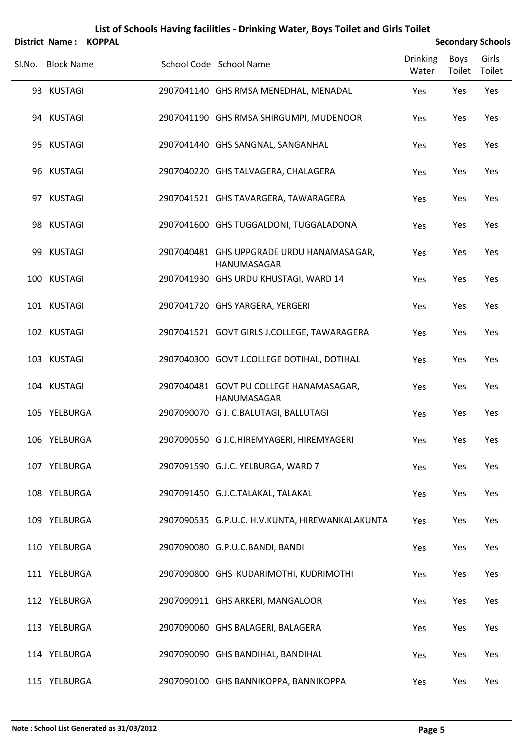# List of Schools Having facilities - Drinking Water, Boys Toilet and Girls Toilet

**District Name : KOPPAL** **Secondary Schools**

| Sl.No. | Block Name | School Code | School Name | Drinking Water | Boys Toilet | Girls Toilet |
|---|---|---|---|---|---|---|
| 93 | KUSTAGI | 2907041140 | GHS RMSA MENEDHAL, MENADAL | Yes | Yes | Yes |
| 94 | KUSTAGI | 2907041190 | GHS RMSA SHIRGUMPI, MUDENOOR | Yes | Yes | Yes |
| 95 | KUSTAGI | 2907041440 | GHS SANGNAL, SANGANHAL | Yes | Yes | Yes |
| 96 | KUSTAGI | 2907040220 | GHS TALVAGERA, CHALAGERA | Yes | Yes | Yes |
| 97 | KUSTAGI | 2907041521 | GHS TAVARGERA, TAWARAGERA | Yes | Yes | Yes |
| 98 | KUSTAGI | 2907041600 | GHS TUGGALDONI, TUGGALADONA | Yes | Yes | Yes |
| 99 | KUSTAGI | 2907040481 | GHS UPPGRADE URDU HANAMASAGAR, HANUMASAGAR | Yes | Yes | Yes |
| 100 | KUSTAGI | 2907041930 | GHS URDU KHUSTAGI, WARD 14 | Yes | Yes | Yes |
| 101 | KUSTAGI | 2907041720 | GHS YARGERA, YERGERI | Yes | Yes | Yes |
| 102 | KUSTAGI | 2907041521 | GOVT GIRLS J.COLLEGE, TAWARAGERA | Yes | Yes | Yes |
| 103 | KUSTAGI | 2907040300 | GOVT J.COLLEGE DOTIHAL, DOTIHAL | Yes | Yes | Yes |
| 104 | KUSTAGI | 2907040481 | GOVT PU COLLEGE HANAMASAGAR, HANUMASAGAR | Yes | Yes | Yes |
| 105 | YELBURGA | 2907090070 | G J. C.BALUTAGI, BALLUTAGI | Yes | Yes | Yes |
| 106 | YELBURGA | 2907090550 | G J.C.HIREMYAGERI, HIREMYAGERI | Yes | Yes | Yes |
| 107 | YELBURGA | 2907091590 | G.J.C. YELBURGA, WARD 7 | Yes | Yes | Yes |
| 108 | YELBURGA | 2907091450 | G.J.C.TALAKAL, TALAKAL | Yes | Yes | Yes |
| 109 | YELBURGA | 2907090535 | G.P.U.C. H.V.KUNTA, HIREWANKALAKUNTA | Yes | Yes | Yes |
| 110 | YELBURGA | 2907090080 | G.P.U.C.BANDI, BANDI | Yes | Yes | Yes |
| 111 | YELBURGA | 2907090800 | GHS KUDARIMOTHI, KUDRIMOTHI | Yes | Yes | Yes |
| 112 | YELBURGA | 2907090911 | GHS ARKERI, MANGALOOR | Yes | Yes | Yes |
| 113 | YELBURGA | 2907090060 | GHS BALAGERI, BALAGERA | Yes | Yes | Yes |
| 114 | YELBURGA | 2907090090 | GHS BANDIHAL, BANDIHAL | Yes | Yes | Yes |
| 115 | YELBURGA | 2907090100 | GHS BANNIKOPPA, BANNIKOPPA | Yes | Yes | Yes |

**Note : School List Generated as 31/03/2012**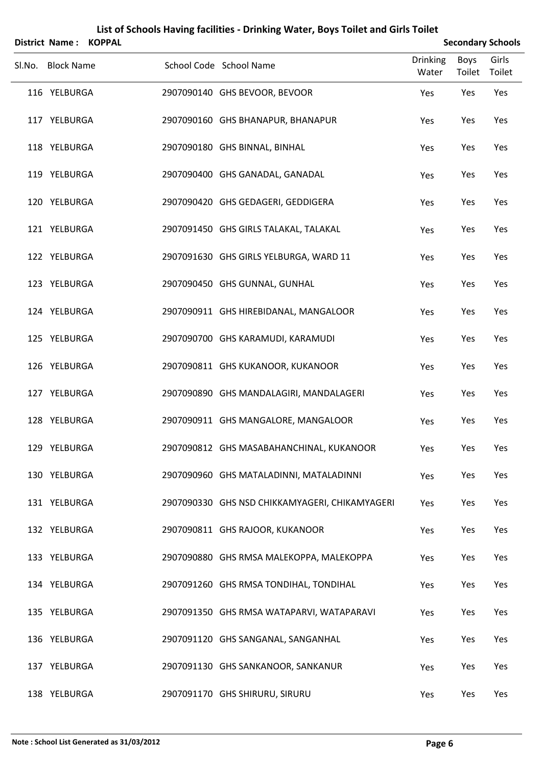# List of Schools Having facilities - Drinking Water, Boys Toilet and Girls Toilet

**District Name : KOPPAL** **Secondary Schools**

| Sl.No. | Block Name | School Code | School Name | Drinking Water | Boys Toilet | Girls Toilet |
|---|---|---|---|---|---|---|
| 116 | YELBURGA | 2907090140 | GHS BEVOOR, BEVOOR | Yes | Yes | Yes |
| 117 | YELBURGA | 2907090160 | GHS BHANAPUR, BHANAPUR | Yes | Yes | Yes |
| 118 | YELBURGA | 2907090180 | GHS BINNAL, BINHAL | Yes | Yes | Yes |
| 119 | YELBURGA | 2907090400 | GHS GANADAL, GANADAL | Yes | Yes | Yes |
| 120 | YELBURGA | 2907090420 | GHS GEDAGERI, GEDDIGERA | Yes | Yes | Yes |
| 121 | YELBURGA | 2907091450 | GHS GIRLS TALAKAL, TALAKAL | Yes | Yes | Yes |
| 122 | YELBURGA | 2907091630 | GHS GIRLS YELBURGA, WARD 11 | Yes | Yes | Yes |
| 123 | YELBURGA | 2907090450 | GHS GUNNAL, GUNHAL | Yes | Yes | Yes |
| 124 | YELBURGA | 2907090911 | GHS HIREBIDANAL, MANGALOOR | Yes | Yes | Yes |
| 125 | YELBURGA | 2907090700 | GHS KARAMUDI, KARAMUDI | Yes | Yes | Yes |
| 126 | YELBURGA | 2907090811 | GHS KUKANOOR, KUKANOOR | Yes | Yes | Yes |
| 127 | YELBURGA | 2907090890 | GHS MANDALAGIRI, MANDALAGERI | Yes | Yes | Yes |
| 128 | YELBURGA | 2907090911 | GHS MANGALORE, MANGALOOR | Yes | Yes | Yes |
| 129 | YELBURGA | 2907090812 | GHS MASABAHANCHINAL, KUKANOOR | Yes | Yes | Yes |
| 130 | YELBURGA | 2907090960 | GHS MATALADINNI, MATALADINNI | Yes | Yes | Yes |
| 131 | YELBURGA | 2907090330 | GHS NSD CHIKKAMYAGERI, CHIKAMYAGERI | Yes | Yes | Yes |
| 132 | YELBURGA | 2907090811 | GHS RAJOOR, KUKANOOR | Yes | Yes | Yes |
| 133 | YELBURGA | 2907090880 | GHS RMSA MALEKOPPA, MALEKOPPA | Yes | Yes | Yes |
| 134 | YELBURGA | 2907091260 | GHS RMSA TONDIHAL, TONDIHAL | Yes | Yes | Yes |
| 135 | YELBURGA | 2907091350 | GHS RMSA WATAPARVI, WATAPARAVI | Yes | Yes | Yes |
| 136 | YELBURGA | 2907091120 | GHS SANGANAL, SANGANHAL | Yes | Yes | Yes |
| 137 | YELBURGA | 2907091130 | GHS SANKANOOR, SANKANUR | Yes | Yes | Yes |
| 138 | YELBURGA | 2907091170 | GHS SHIRURU, SIRURU | Yes | Yes | Yes |

**Note : School List Generated as 31/03/2012**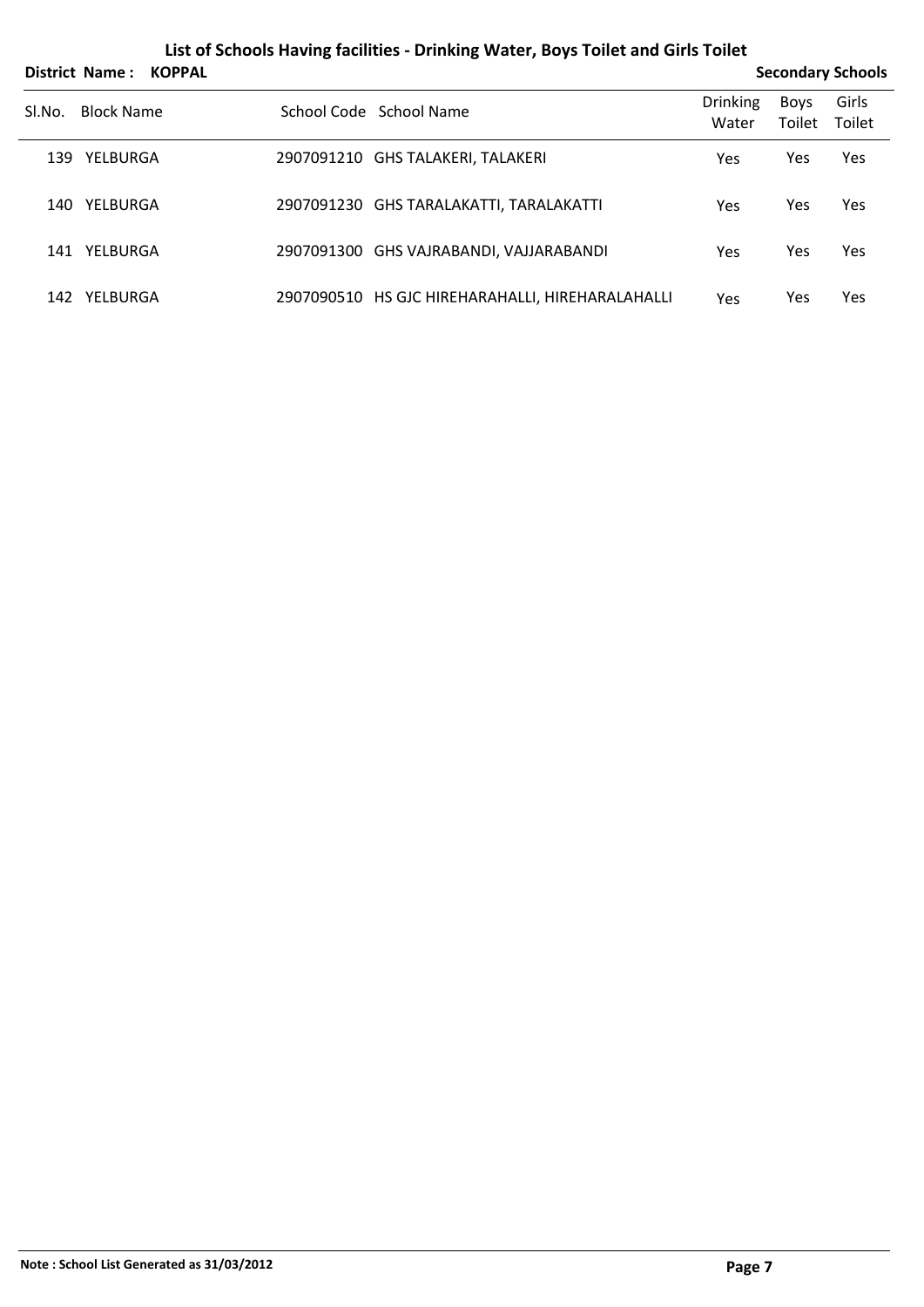# List of Schools Having facilities - Drinking Water, Boys Toilet and Girls Toilet

**District Name : KOPPAL** **Secondary Schools**

| Sl.No. | Block Name | School Code | School Name | Drinking Water | Boys Toilet | Girls Toilet |
|---|---|---|---|---|---|---|
| 139 | YELBURGA | 2907091210 | GHS TALAKERI, TALAKERI | Yes | Yes | Yes |
| 140 | YELBURGA | 2907091230 | GHS TARALAKATTI, TARALAKATTI | Yes | Yes | Yes |
| 141 | YELBURGA | 2907091300 | GHS VAJRABANDI, VAJJARABANDI | Yes | Yes | Yes |
| 142 | YELBURGA | 2907090510 | HS GJC HIREHARAHALLI, HIREHARALAHALLI | Yes | Yes | Yes |

**Note : School List Generated as 31/03/2012**